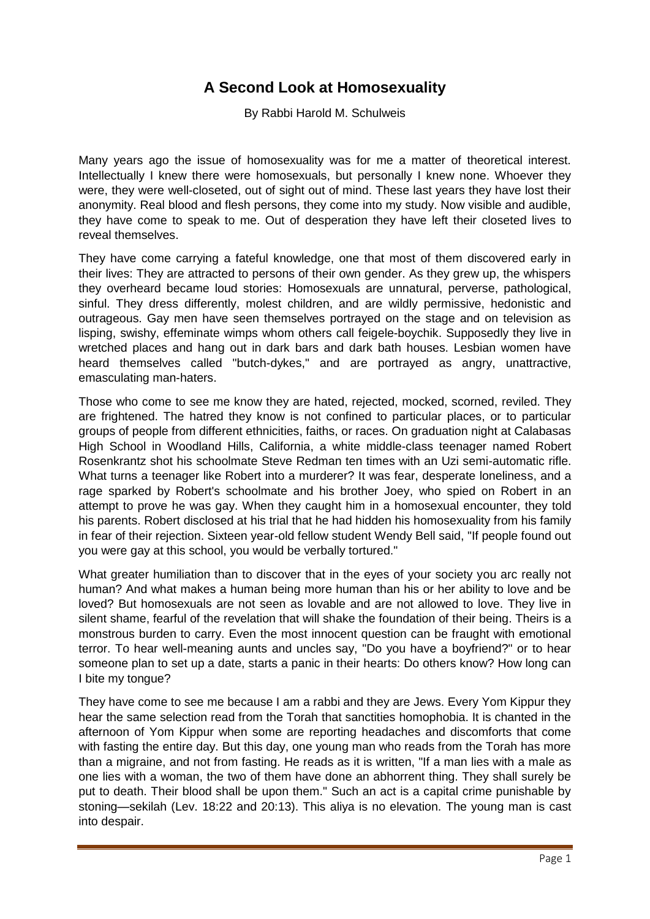# A Second Look at Homosexuality

By Rabbi Harold M. Schulweis

Many years ago the issue of homosexuality was for me a matter of theoretical interest. Intellectually I knew there were homosexuals, but personally I knew none. Whoever they were, they were well-closeted, out of sight out of mind. These last years they have lost their anonymity. Real blood and flesh persons, they come into my study. Now visible and audible, they have come to speak to me. Out of desperation they have left their closeted lives to reveal themselves.

They have come carrying a fateful knowledge, one that most of them discovered early in their lives: They are attracted to persons of their own gender. As they grew up, the whispers they overheard became loud stories: Homosexuals are unnatural, perverse, pathological, sinful. They dress differently, molest children, and are wildly permissive, hedonistic and outrageous. Gay men have seen themselves portrayed on the stage and on television as lisping, swishy, effeminate wimps whom others call feigele-boychik. Supposedly they live in wretched places and hang out in dark bars and dark bath houses. Lesbian women have heard themselves called "butch-dykes," and are portrayed as angry, unattractive, emasculating man-haters.

Those who come to see me know they are hated, rejected, mocked, scorned, reviled. They are frightened. The hatred they know is not confined to particular places, or to particular groups of people from different ethnicities, faiths, or races. On graduation night at Calabasas High School in Woodland Hills, California, a white middle-class teenager named Robert Rosenkrantz shot his schoolmate Steve Redman ten times with an Uzi semi-automatic rifle. What turns a teenager like Robert into a murderer? It was fear, desperate loneliness, and a rage sparked by Robert's schoolmate and his brother Joey, who spied on Robert in an attempt to prove he was gay. When they caught him in a homosexual encounter, they told his parents. Robert disclosed at his trial that he had hidden his homosexuality from his family in fear of their rejection. Sixteen year-old fellow student Wendy Bell said, "If people found out you were gay at this school, you would be verbally tortured."

What greater humiliation than to discover that in the eyes of your society you arc really not human? And what makes a human being more human than his or her ability to love and be loved? But homosexuals are not seen as lovable and are not allowed to love. They live in silent shame, fearful of the revelation that will shake the foundation of their being. Theirs is a monstrous burden to carry. Even the most innocent question can be fraught with emotional terror. To hear well-meaning aunts and uncles say, "Do you have a boyfriend?" or to hear someone plan to set up a date, starts a panic in their hearts: Do others know? How long can I bite my tongue?

They have come to see me because I am a rabbi and they are Jews. Every Yom Kippur they hear the same selection read from the Torah that sanctities homophobia. It is chanted in the afternoon of Yom Kippur when some are reporting headaches and discomforts that come with fasting the entire day. But this day, one young man who reads from the Torah has more than a migraine, and not from fasting. He reads as it is written, "If a man lies with a male as one lies with a woman, the two of them have done an abhorrent thing. They shall surely be put to death. Their blood shall be upon them." Such an act is a capital crime punishable by stoning—sekilah (Lev. 18:22 and 20:13). This aliya is no elevation. The young man is cast into despair.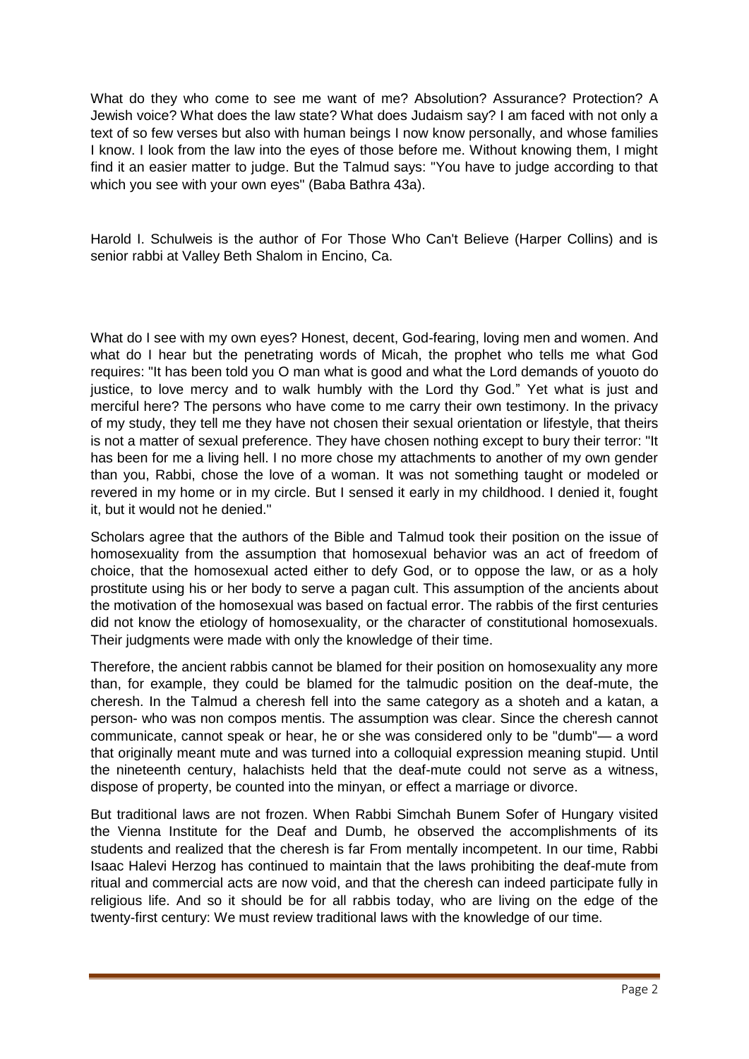What do they who come to see me want of me? Absolution? Assurance? Protection? A Jewish voice? What does the law state? What does Judaism say? I am faced with not only a text of so few verses but also with human beings I now know personally, and whose families I know. I look from the law into the eyes of those before me. Without knowing them, I might find it an easier matter to judge. But the Talmud says: "You have to judge according to that which you see with your own eyes" (Baba Bathra 43a).

Harold I. Schulweis is the author of For Those Who Can't Believe (Harper Collins) and is senior rabbi at Valley Beth Shalom in Encino, Ca.

What do I see with my own eyes? Honest, decent, God-fearing, loving men and women. And what do I hear but the penetrating words of Micah, the prophet who tells me what God requires: "It has been told you O man what is good and what the Lord demands of youoto do justice, to love mercy and to walk humbly with the Lord thy God." Yet what is just and merciful here? The persons who have come to me carry their own testimony. In the privacy of my study, they tell me they have not chosen their sexual orientation or lifestyle, that theirs is not a matter of sexual preference. They have chosen nothing except to bury their terror: "It has been for me a living hell. I no more chose my attachments to another of my own gender than you, Rabbi, chose the love of a woman. It was not something taught or modeled or revered in my home or in my circle. But I sensed it early in my childhood. I denied it, fought it, but it would not he denied."

Scholars agree that the authors of the Bible and Talmud took their position on the issue of homosexuality from the assumption that homosexual behavior was an act of freedom of choice, that the homosexual acted either to defy God, or to oppose the law, or as a holy prostitute using his or her body to serve a pagan cult. This assumption of the ancients about the motivation of the homosexual was based on factual error. The rabbis of the first centuries did not know the etiology of homosexuality, or the character of constitutional homosexuals. Their judgments were made with only the knowledge of their time.

Therefore, the ancient rabbis cannot be blamed for their position on homosexuality any more than, for example, they could be blamed for the talmudic position on the deaf-mute, the cheresh. In the Talmud a cheresh fell into the same category as a shoteh and a katan, a person- who was non compos mentis. The assumption was clear. Since the cheresh cannot communicate, cannot speak or hear, he or she was considered only to be "dumb"— a word that originally meant mute and was turned into a colloquial expression meaning stupid. Until the nineteenth century, halachists held that the deaf-mute could not serve as a witness, dispose of property, be counted into the minyan, or effect a marriage or divorce.

But traditional laws are not frozen. When Rabbi Simchah Bunem Sofer of Hungary visited the Vienna Institute for the Deaf and Dumb, he observed the accomplishments of its students and realized that the cheresh is far From mentally incompetent. In our time, Rabbi Isaac Halevi Herzog has continued to maintain that the laws prohibiting the deaf-mute from ritual and commercial acts are now void, and that the cheresh can indeed participate fully in religious life. And so it should be for all rabbis today, who are living on the edge of the twenty-first century: We must review traditional laws with the knowledge of our time.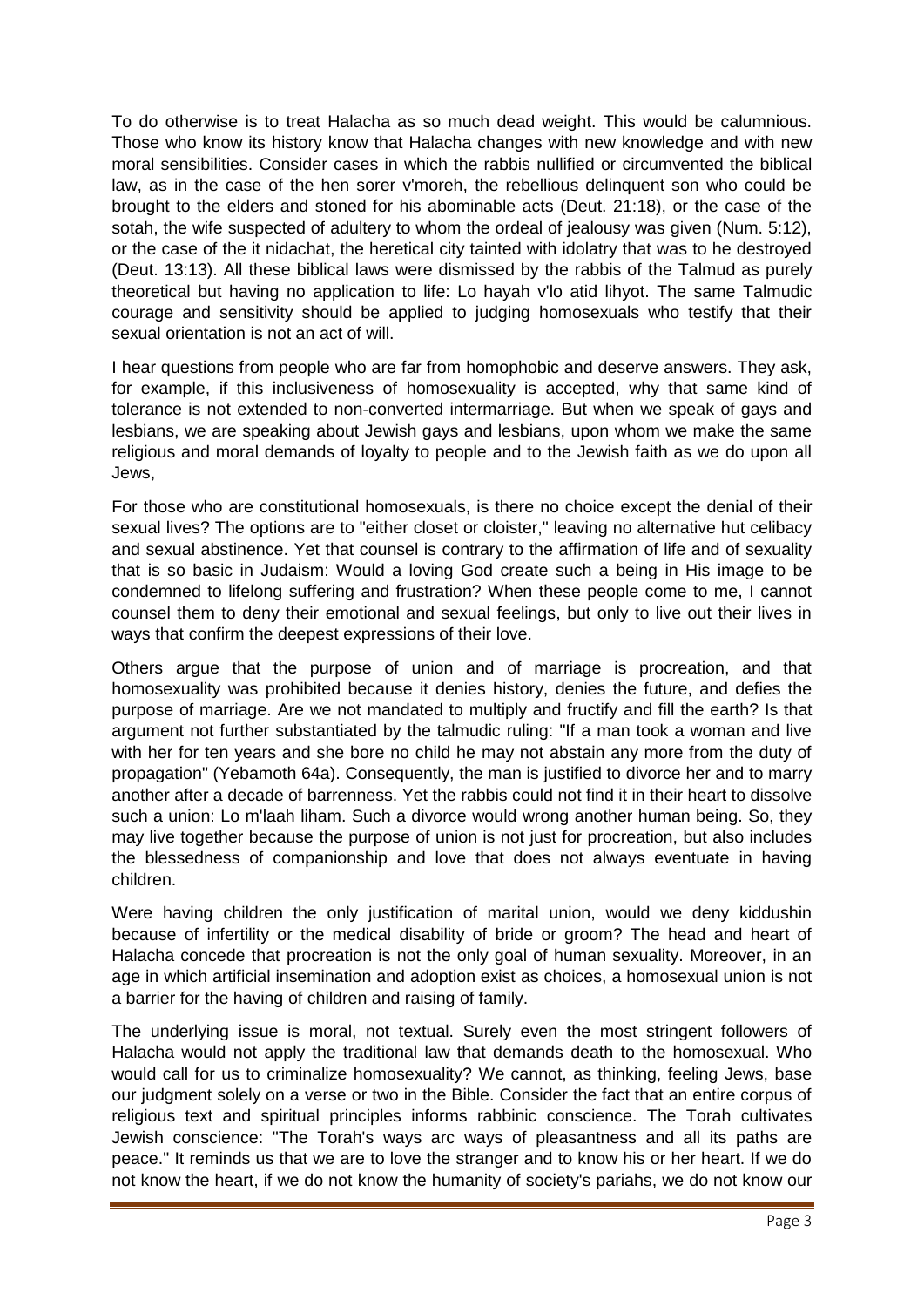To do otherwise is to treat Halacha as so much dead weight. This would be calumnious. Those who know its history know that Halacha changes with new knowledge and with new moral sensibilities. Consider cases in which the rabbis nullified or circumvented the biblical law, as in the case of the hen sorer v'moreh, the rebellious delinquent son who could be brought to the elders and stoned for his abominable acts (Deut. 21:18), or the case of the sotah, the wife suspected of adultery to whom the ordeal of jealousy was given (Num. 5:12), or the case of the it nidachat, the heretical city tainted with idolatry that was to he destroyed (Deut. 13:13). All these biblical laws were dismissed by the rabbis of the Talmud as purely theoretical but having no application to life: Lo hayah v'lo atid lihyot. The same Talmudic courage and sensitivity should be applied to judging homosexuals who testify that their sexual orientation is not an act of will.

I hear questions from people who are far from homophobic and deserve answers. They ask, for example, if this inclusiveness of homosexuality is accepted, why that same kind of tolerance is not extended to non-converted intermarriage. But when we speak of gays and lesbians, we are speaking about Jewish gays and lesbians, upon whom we make the same religious and moral demands of loyalty to people and to the Jewish faith as we do upon all Jews,

For those who are constitutional homosexuals, is there no choice except the denial of their sexual lives? The options are to "either closet or cloister," leaving no alternative hut celibacy and sexual abstinence. Yet that counsel is contrary to the affirmation of life and of sexuality that is so basic in Judaism: Would a loving God create such a being in His image to be condemned to lifelong suffering and frustration? When these people come to me, I cannot counsel them to deny their emotional and sexual feelings, but only to live out their lives in ways that confirm the deepest expressions of their love.

Others argue that the purpose of union and of marriage is procreation, and that homosexuality was prohibited because it denies history, denies the future, and defies the purpose of marriage. Are we not mandated to multiply and fructify and fill the earth? Is that argument not further substantiated by the talmudic ruling: "If a man took a woman and live with her for ten years and she bore no child he may not abstain any more from the duty of propagation" (Yebamoth 64a). Consequently, the man is justified to divorce her and to marry another after a decade of barrenness. Yet the rabbis could not find it in their heart to dissolve such a union: Lo m'laah liham. Such a divorce would wrong another human being. So, they may live together because the purpose of union is not just for procreation, but also includes the blessedness of companionship and love that does not always eventuate in having children.

Were having children the only justification of marital union, would we deny kiddushin because of infertility or the medical disability of bride or groom? The head and heart of Halacha concede that procreation is not the only goal of human sexuality. Moreover, in an age in which artificial insemination and adoption exist as choices, a homosexual union is not a barrier for the having of children and raising of family.

The underlying issue is moral, not textual. Surely even the most stringent followers of Halacha would not apply the traditional law that demands death to the homosexual. Who would call for us to criminalize homosexuality? We cannot, as thinking, feeling Jews, base our judgment solely on a verse or two in the Bible. Consider the fact that an entire corpus of religious text and spiritual principles informs rabbinic conscience. The Torah cultivates Jewish conscience: "The Torah's ways arc ways of pleasantness and all its paths are peace." It reminds us that we are to love the stranger and to know his or her heart. If we do not know the heart, if we do not know the humanity of society's pariahs, we do not know our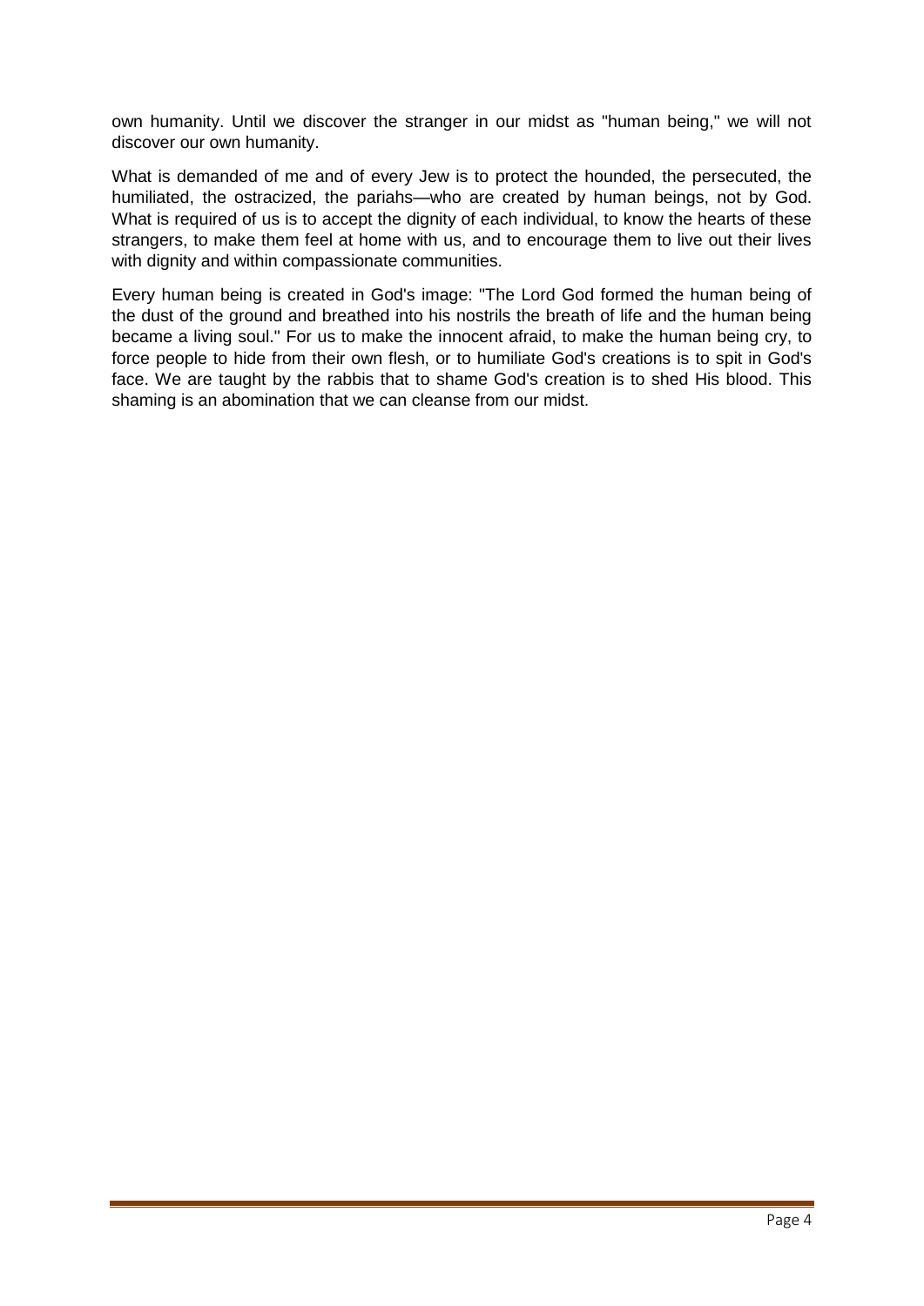own humanity. Until we discover the stranger in our midst as "human being," we will not discover our own humanity.

What is demanded of me and of every Jew is to protect the hounded, the persecuted, the humiliated, the ostracized, the pariahs—who are created by human beings, not by God. What is required of us is to accept the dignity of each individual, to know the hearts of these strangers, to make them feel at home with us, and to encourage them to live out their lives with dignity and within compassionate communities.

Every human being is created in God's image: "The Lord God formed the human being of the dust of the ground and breathed into his nostrils the breath of life and the human being became a living soul." For us to make the innocent afraid, to make the human being cry, to force people to hide from their own flesh, or to humiliate God's creations is to spit in God's face. We are taught by the rabbis that to shame God's creation is to shed His blood. This shaming is an abomination that we can cleanse from our midst.